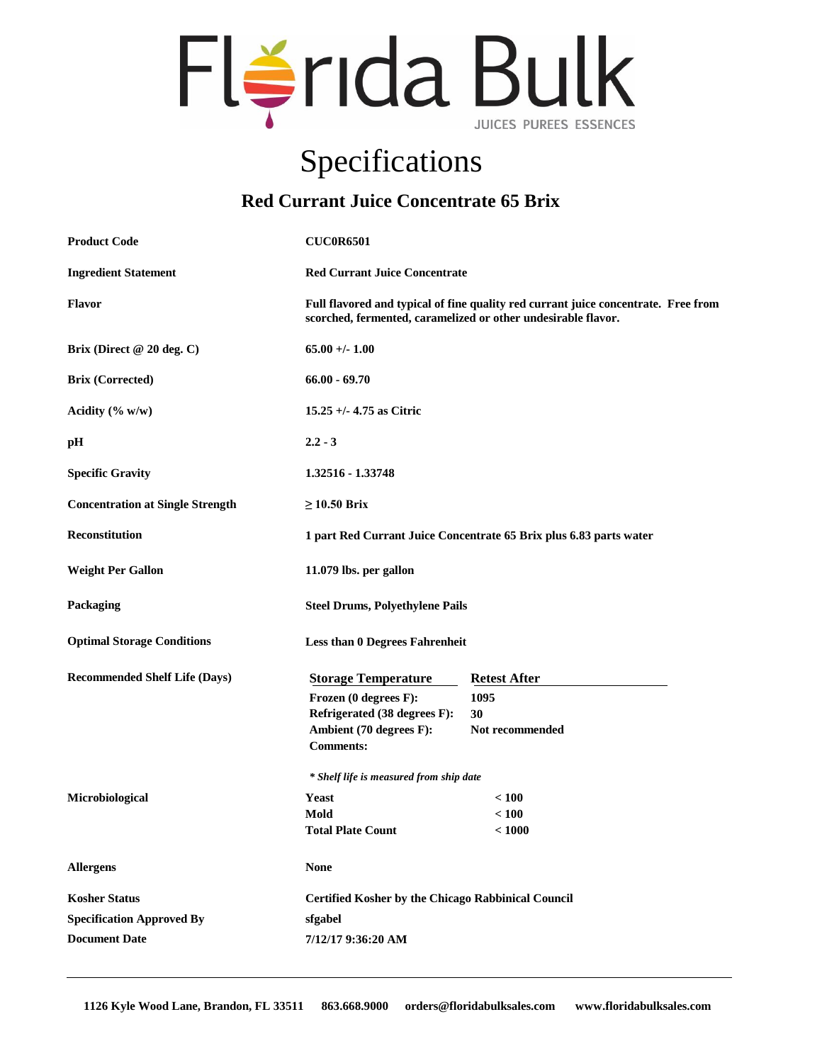# Florida Bulk

JUICES PUREES ESSENCES

# Specifications

## Red Currant Juice Concentrate 65 Brix

| | |
|---|---|
| **Product Code** | **CUC0R6501** |
| **Ingredient Statement** | **Red Currant Juice Concentrate** |
| **Flavor** | **Full flavored and typical of fine quality red currant juice concentrate. Free from scorched, fermented, caramelized or other undesirable flavor.** |
| **Brix (Direct @ 20 deg. C)** | **65.00 +/- 1.00** |
| **Brix (Corrected)** | **66.00 - 69.70** |
| **Acidity (% w/w)** | **15.25 +/- 4.75 as Citric** |
| **pH** | **2.2 - 3** |
| **Specific Gravity** | **1.32516 - 1.33748** |
| **Concentration at Single Strength** | **≥ 10.50 Brix** |
| **Reconstitution** | **1 part Red Currant Juice Concentrate 65 Brix plus 6.83 parts water** |
| **Weight Per Gallon** | **11.079 lbs. per gallon** |
| **Packaging** | **Steel Drums, Polyethylene Pails** |
| **Optimal Storage Conditions** | **Less than 0 Degrees Fahrenheit** |

**Recommended Shelf Life (Days)**

| Storage Temperature | Retest After |
|---|---|
| **Frozen (0 degrees F):** | **1095** |
| **Refrigerated (38 degrees F):** | **30** |
| **Ambient (70 degrees F):** | **Not recommended** |
| **Comments:** | |

***\* Shelf life is measured from ship date***

**Microbiological**

| | |
|---|---|
| **Yeast** | **< 100** |
| **Mold** | **< 100** |
| **Total Plate Count** | **< 1000** |

| | |
|---|---|
| **Allergens** | **None** |
| **Kosher Status** | **Certified Kosher by the Chicago Rabbinical Council** |
| **Specification Approved By** | **sfgabel** |
| **Document Date** | **7/12/17 9:36:20 AM** |

---

**1126 Kyle Wood Lane, Brandon, FL 33511 863.668.9000 orders@floridabulksales.com www.floridabulksales.com**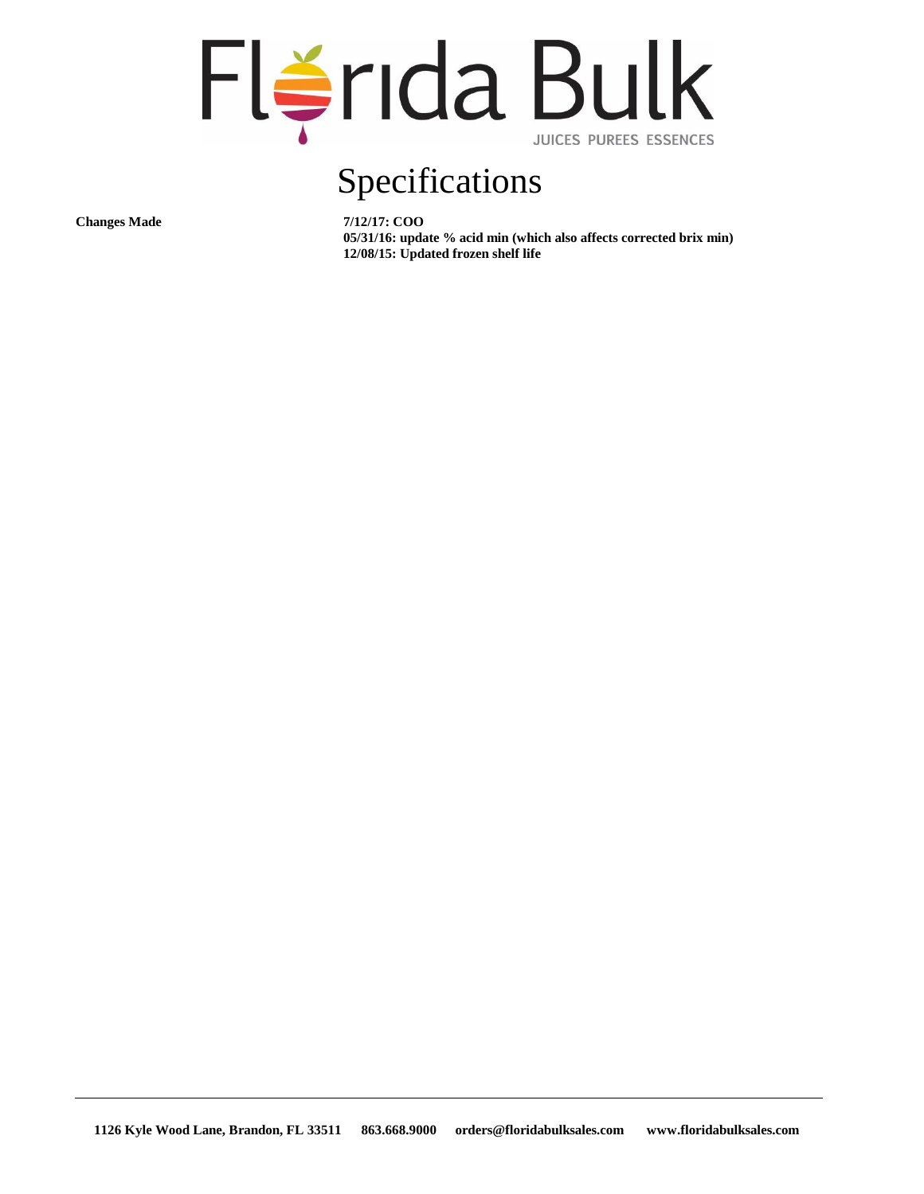# Florida Bulk

JUICES PUREES ESSENCES

## Specifications

| | |
|---|---|
| **Changes Made** | **7/12/17: COO** |
| | **05/31/16: update % acid min (which also affects corrected brix min)** |
| | **12/08/15: Updated frozen shelf life** |

**1126 Kyle Wood Lane, Brandon, FL 33511 863.668.9000 orders@floridabulksales.com www.floridabulksales.com**